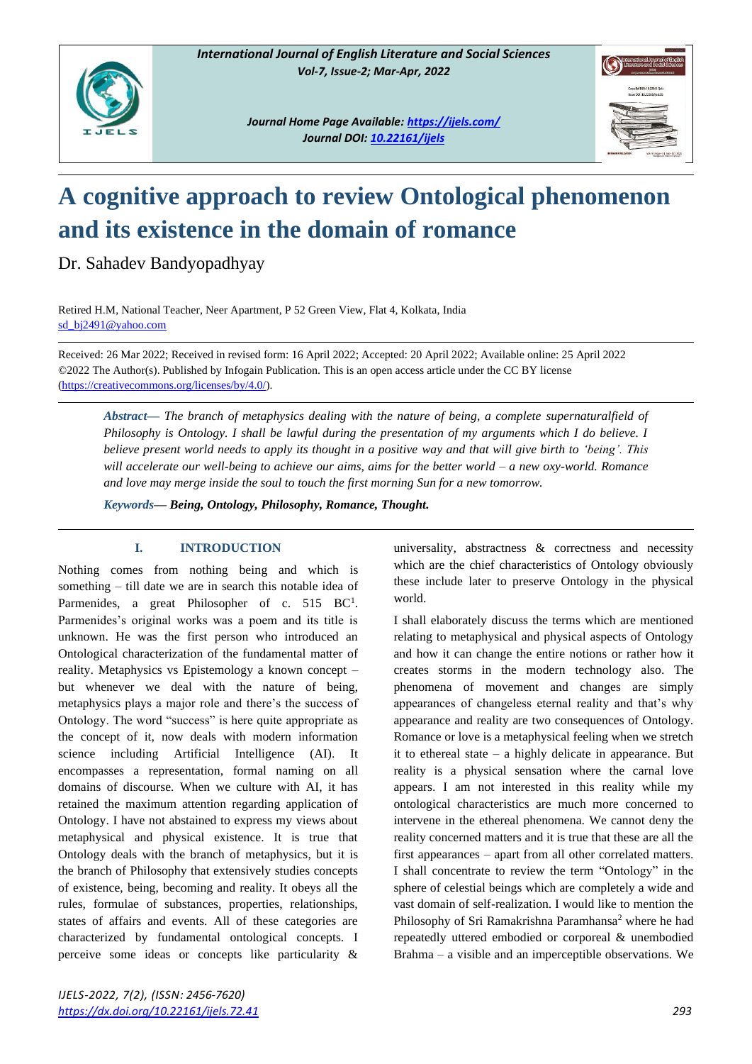# A cognitive approach to review Ontological phenomenon and its existence in the domain of romance

Dr. Sahadev Bandyopadhyay

Retired H.M, National Teacher, Neer Apartment, P 52 Green View, Flat 4, Kolkata, India
sd_bj2491@yahoo.com

Received: 26 Mar 2022; Received in revised form: 16 April 2022; Accepted: 20 April 2022; Available online: 25 April 2022
©2022 The Author(s). Published by Infogain Publication. This is an open access article under the CC BY license (https://creativecommons.org/licenses/by/4.0/).

***Abstract*— *The branch of metaphysics dealing with the nature of being, a complete supernaturalfield of Philosophy is Ontology. I shall be lawful during the presentation of my arguments which I do believe. I believe present world needs to apply its thought in a positive way and that will give birth to 'being'. This will accelerate our well-being to achieve our aims, aims for the better world – a new oxy-world. Romance and love may merge inside the soul to touch the first morning Sun for a new tomorrow.***

***Keywords*— Being, Ontology, Philosophy, Romance, Thought.**

## I. INTRODUCTION

Nothing comes from nothing being and which is something – till date we are in search this notable idea of Parmenides, a great Philosopher of c. 515 BC[1]. Parmenides's original works was a poem and its title is unknown. He was the first person who introduced an Ontological characterization of the fundamental matter of reality. Metaphysics vs Epistemology a known concept – but whenever we deal with the nature of being, metaphysics plays a major role and there's the success of Ontology. The word "success" is here quite appropriate as the concept of it, now deals with modern information science including Artificial Intelligence (AI). It encompasses a representation, formal naming on all domains of discourse. When we culture with AI, it has retained the maximum attention regarding application of Ontology. I have not abstained to express my views about metaphysical and physical existence. It is true that Ontology deals with the branch of metaphysics, but it is the branch of Philosophy that extensively studies concepts of existence, being, becoming and reality. It obeys all the rules, formulae of substances, properties, relationships, states of affairs and events. All of these categories are characterized by fundamental ontological concepts. I perceive some ideas or concepts like particularity & universality, abstractness & correctness and necessity which are the chief characteristics of Ontology obviously these include later to preserve Ontology in the physical world.

I shall elaborately discuss the terms which are mentioned relating to metaphysical and physical aspects of Ontology and how it can change the entire notions or rather how it creates storms in the modern technology also. The phenomena of movement and changes are simply appearances of changeless eternal reality and that's why appearance and reality are two consequences of Ontology. Romance or love is a metaphysical feeling when we stretch it to ethereal state – a highly delicate in appearance. But reality is a physical sensation where the carnal love appears. I am not interested in this reality while my ontological characteristics are much more concerned to intervene in the ethereal phenomena. We cannot deny the reality concerned matters and it is true that these are all the first appearances – apart from all other correlated matters. I shall concentrate to review the term "Ontology" in the sphere of celestial beings which are completely a wide and vast domain of self-realization. I would like to mention the Philosophy of Sri Ramakrishna Paramhansa[2] where he had repeatedly uttered embodied or corporeal & unembodied Brahma – a visible and an imperceptible observations. We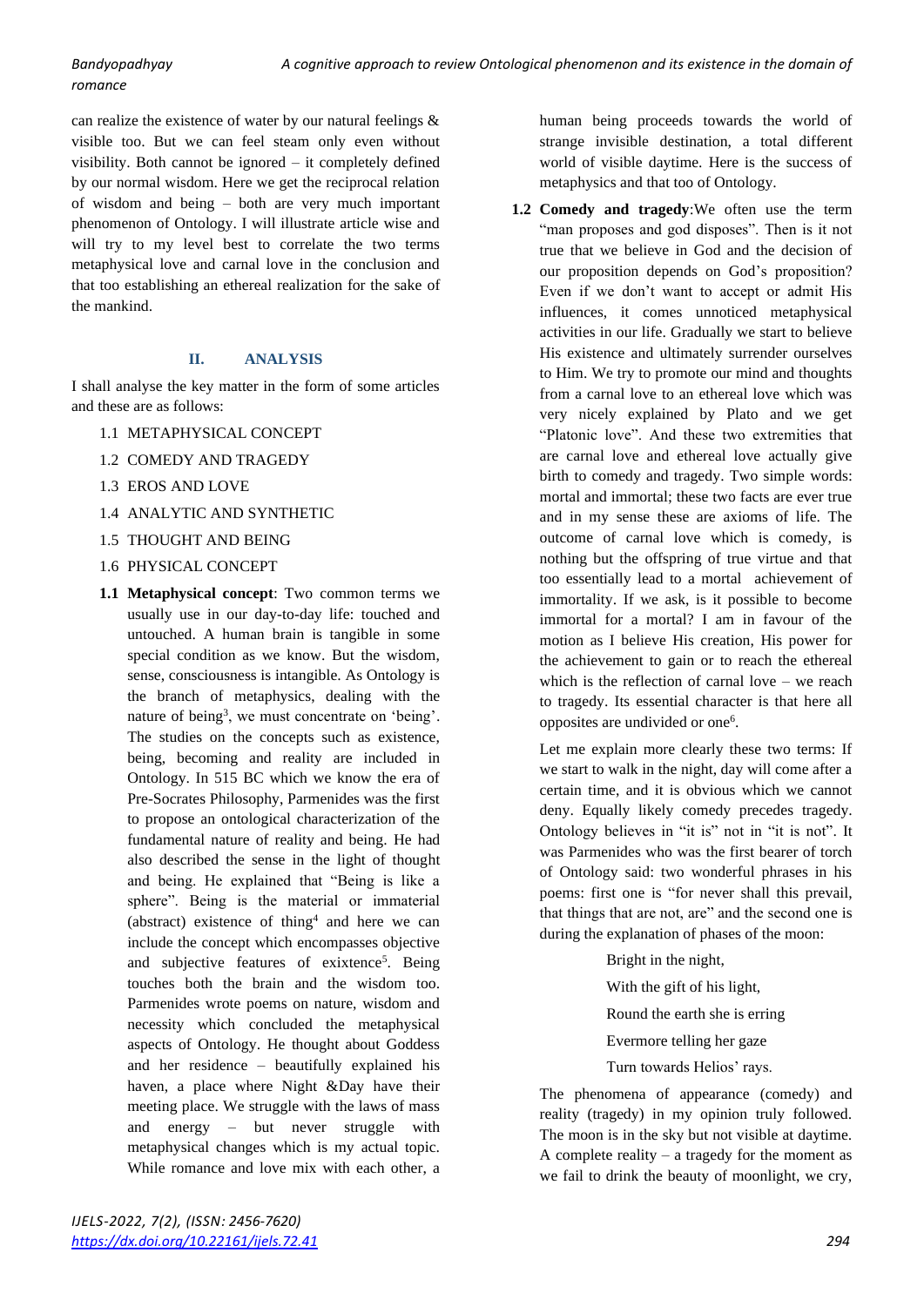can realize the existence of water by our natural feelings & visible too. But we can feel steam only even without visibility. Both cannot be ignored – it completely defined by our normal wisdom. Here we get the reciprocal relation of wisdom and being – both are very much important phenomenon of Ontology. I will illustrate article wise and will try to my level best to correlate the two terms metaphysical love and carnal love in the conclusion and that too establishing an ethereal realization for the sake of the mankind.

## II. ANALYSIS

I shall analyse the key matter in the form of some articles and these are as follows:

1.1 METAPHYSICAL CONCEPT
1.2 COMEDY AND TRAGEDY
1.3 EROS AND LOVE
1.4 ANALYTIC AND SYNTHETIC
1.5 THOUGHT AND BEING
1.6 PHYSICAL CONCEPT

**1.1 Metaphysical concept**: Two common terms we usually use in our day-to-day life: touched and untouched. A human brain is tangible in some special condition as we know. But the wisdom, sense, consciousness is intangible. As Ontology is the branch of metaphysics, dealing with the nature of being[3], we must concentrate on 'being'. The studies on the concepts such as existence, being, becoming and reality are included in Ontology. In 515 BC which we know the era of Pre-Socrates Philosophy, Parmenides was the first to propose an ontological characterization of the fundamental nature of reality and being. He had also described the sense in the light of thought and being. He explained that "Being is like a sphere". Being is the material or immaterial (abstract) existence of thing[4] and here we can include the concept which encompasses objective and subjective features of exixtence[5]. Being touches both the brain and the wisdom too. Parmenides wrote poems on nature, wisdom and necessity which concluded the metaphysical aspects of Ontology. He thought about Goddess and her residence – beautifully explained his haven, a place where Night &Day have their meeting place. We struggle with the laws of mass and energy – but never struggle with metaphysical changes which is my actual topic. While romance and love mix with each other, a human being proceeds towards the world of strange invisible destination, a total different world of visible daytime. Here is the success of metaphysics and that too of Ontology.

**1.2 Comedy and tragedy**:We often use the term "man proposes and god disposes". Then is it not true that we believe in God and the decision of our proposition depends on God's proposition? Even if we don't want to accept or admit His influences, it comes unnoticed metaphysical activities in our life. Gradually we start to believe His existence and ultimately surrender ourselves to Him. We try to promote our mind and thoughts from a carnal love to an ethereal love which was very nicely explained by Plato and we get "Platonic love". And these two extremities that are carnal love and ethereal love actually give birth to comedy and tragedy. Two simple words: mortal and immortal; these two facts are ever true and in my sense these are axioms of life. The outcome of carnal love which is comedy, is nothing but the offspring of true virtue and that too essentially lead to a mortal achievement of immortality. If we ask, is it possible to become immortal for a mortal? I am in favour of the motion as I believe His creation, His power for the achievement to gain or to reach the ethereal which is the reflection of carnal love – we reach to tragedy. Its essential character is that here all opposites are undivided or one[6].

Let me explain more clearly these two terms: If we start to walk in the night, day will come after a certain time, and it is obvious which we cannot deny. Equally likely comedy precedes tragedy. Ontology believes in "it is" not in "it is not". It was Parmenides who was the first bearer of torch of Ontology said: two wonderful phrases in his poems: first one is "for never shall this prevail, that things that are not, are" and the second one is during the explanation of phases of the moon:

> Bright in the night,
> With the gift of his light,
> Round the earth she is erring
> Evermore telling her gaze
> Turn towards Helios' rays.

The phenomena of appearance (comedy) and reality (tragedy) in my opinion truly followed. The moon is in the sky but not visible at daytime. A complete reality – a tragedy for the moment as we fail to drink the beauty of moonlight, we cry,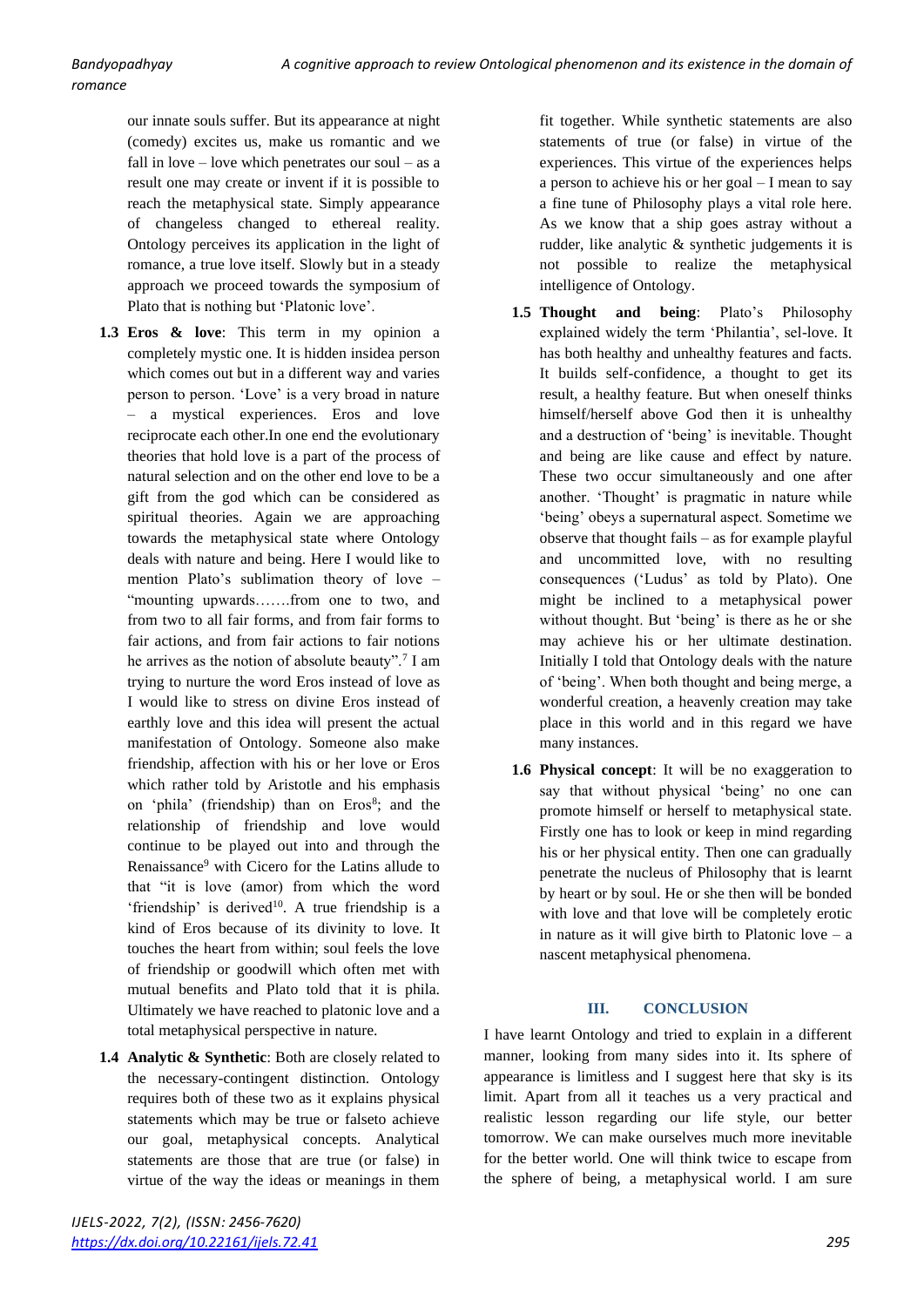our innate souls suffer. But its appearance at night (comedy) excites us, make us romantic and we fall in love – love which penetrates our soul – as a result one may create or invent if it is possible to reach the metaphysical state. Simply appearance of changeless changed to ethereal reality. Ontology perceives its application in the light of romance, a true love itself. Slowly but in a steady approach we proceed towards the symposium of Plato that is nothing but 'Platonic love'.

**1.3 Eros & love**: This term in my opinion a completely mystic one. It is hidden insidea person which comes out but in a different way and varies person to person. 'Love' is a very broad in nature – a mystical experiences. Eros and love reciprocate each other.In one end the evolutionary theories that hold love is a part of the process of natural selection and on the other end love to be a gift from the god which can be considered as spiritual theories. Again we are approaching towards the metaphysical state where Ontology deals with nature and being. Here I would like to mention Plato's sublimation theory of love – "mounting upwards…….from one to two, and from two to all fair forms, and from fair forms to fair actions, and from fair actions to fair notions he arrives as the notion of absolute beauty".[7] I am trying to nurture the word Eros instead of love as I would like to stress on divine Eros instead of earthly love and this idea will present the actual manifestation of Ontology. Someone also make friendship, affection with his or her love or Eros which rather told by Aristotle and his emphasis on 'phila' (friendship) than on Eros[8]; and the relationship of friendship and love would continue to be played out into and through the Renaissance[9] with Cicero for the Latins allude to that "it is love (amor) from which the word 'friendship' is derived[10]. A true friendship is a kind of Eros because of its divinity to love. It touches the heart from within; soul feels the love of friendship or goodwill which often met with mutual benefits and Plato told that it is phila. Ultimately we have reached to platonic love and a total metaphysical perspective in nature.

**1.4 Analytic & Synthetic**: Both are closely related to the necessary-contingent distinction. Ontology requires both of these two as it explains physical statements which may be true or falseto achieve our goal, metaphysical concepts. Analytical statements are those that are true (or false) in virtue of the way the ideas or meanings in them fit together. While synthetic statements are also statements of true (or false) in virtue of the experiences. This virtue of the experiences helps a person to achieve his or her goal – I mean to say a fine tune of Philosophy plays a vital role here. As we know that a ship goes astray without a rudder, like analytic & synthetic judgements it is not possible to realize the metaphysical intelligence of Ontology.

**1.5 Thought and being**: Plato's Philosophy explained widely the term 'Philantia', sel-love. It has both healthy and unhealthy features and facts. It builds self-confidence, a thought to get its result, a healthy feature. But when oneself thinks himself/herself above God then it is unhealthy and a destruction of 'being' is inevitable. Thought and being are like cause and effect by nature. These two occur simultaneously and one after another. 'Thought' is pragmatic in nature while 'being' obeys a supernatural aspect. Sometime we observe that thought fails – as for example playful and uncommitted love, with no resulting consequences ('Ludus' as told by Plato). One might be inclined to a metaphysical power without thought. But 'being' is there as he or she may achieve his or her ultimate destination. Initially I told that Ontology deals with the nature of 'being'. When both thought and being merge, a wonderful creation, a heavenly creation may take place in this world and in this regard we have many instances.

**1.6 Physical concept**: It will be no exaggeration to say that without physical 'being' no one can promote himself or herself to metaphysical state. Firstly one has to look or keep in mind regarding his or her physical entity. Then one can gradually penetrate the nucleus of Philosophy that is learnt by heart or by soul. He or she then will be bonded with love and that love will be completely erotic in nature as it will give birth to Platonic love – a nascent metaphysical phenomena.

## III. CONCLUSION

I have learnt Ontology and tried to explain in a different manner, looking from many sides into it. Its sphere of appearance is limitless and I suggest here that sky is its limit. Apart from all it teaches us a very practical and realistic lesson regarding our life style, our better tomorrow. We can make ourselves much more inevitable for the better world. One will think twice to escape from the sphere of being, a metaphysical world. I am sure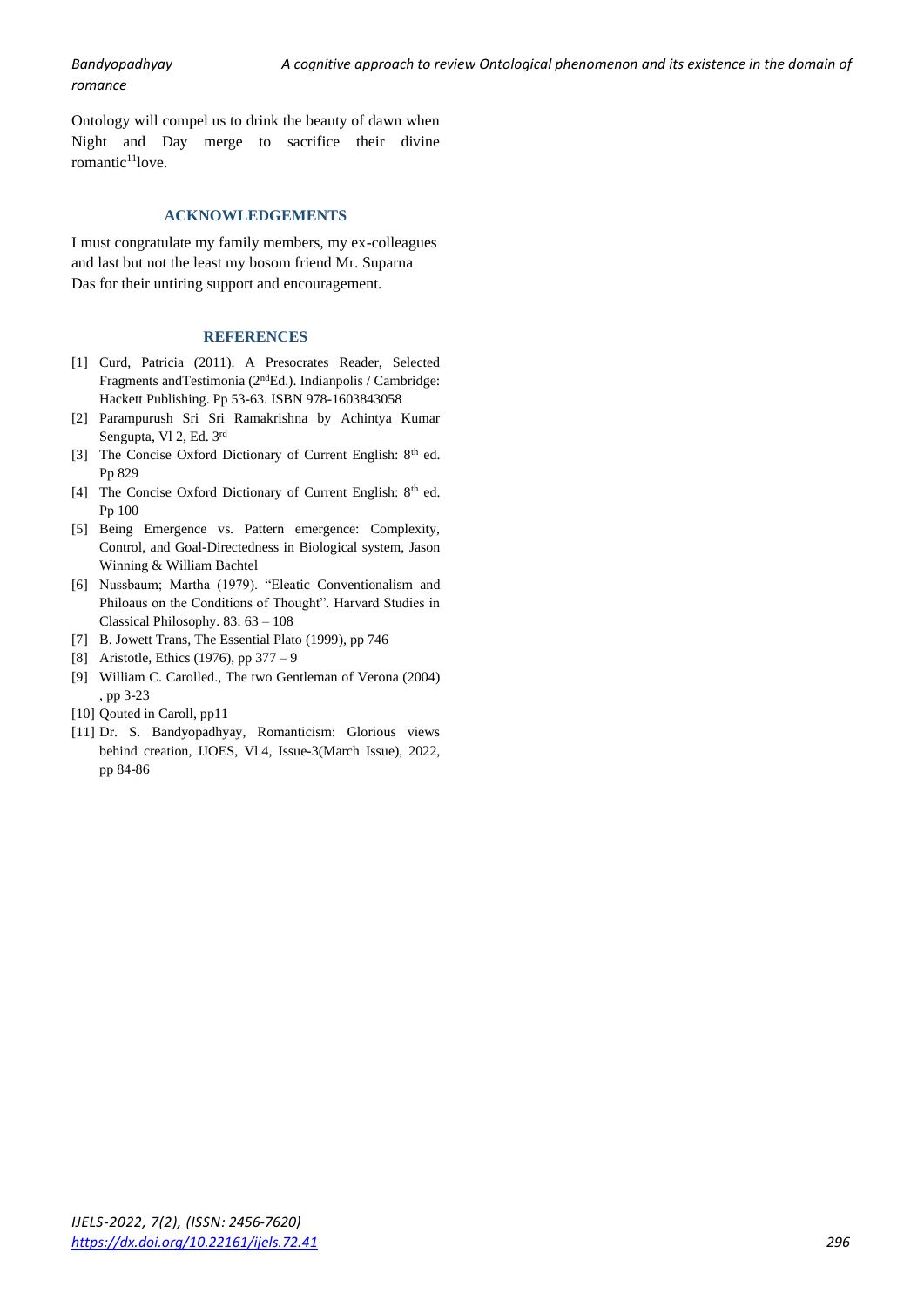Ontology will compel us to drink the beauty of dawn when Night and Day merge to sacrifice their divine romantic[11]love.

## ACKNOWLEDGEMENTS

I must congratulate my family members, my ex-colleagues and last but not the least my bosom friend Mr. Suparna Das for their untiring support and encouragement.

## REFERENCES

[1] Curd, Patricia (2011). A Presocrates Reader, Selected Fragments andTestimonia (2ndEd.). Indianpolis / Cambridge: Hackett Publishing. Pp 53-63. ISBN 978-1603843058

[2] Parampurush Sri Sri Ramakrishna by Achintya Kumar Sengupta, Vl 2, Ed. 3rd

[3] The Concise Oxford Dictionary of Current English: 8th ed. Pp 829

[4] The Concise Oxford Dictionary of Current English: 8th ed. Pp 100

[5] Being Emergence vs. Pattern emergence: Complexity, Control, and Goal-Directedness in Biological system, Jason Winning & William Bachtel

[6] Nussbaum; Martha (1979). "Eleatic Conventionalism and Philoaus on the Conditions of Thought". Harvard Studies in Classical Philosophy. 83: 63 – 108

[7] B. Jowett Trans, The Essential Plato (1999), pp 746

[8] Aristotle, Ethics (1976), pp 377 – 9

[9] William C. Carolled., The two Gentleman of Verona (2004) , pp 3-23

[10] Qouted in Caroll, pp11

[11] Dr. S. Bandyopadhyay, Romanticism: Glorious views behind creation, IJOES, Vl.4, Issue-3(March Issue), 2022, pp 84-86